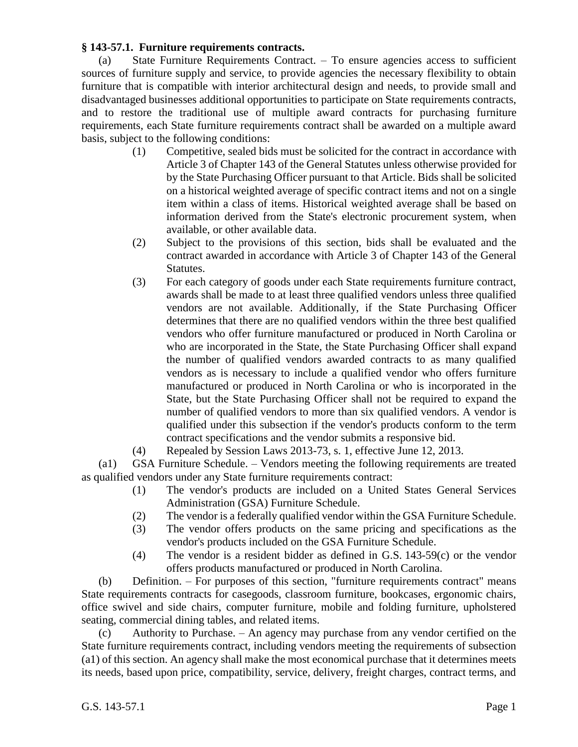**§ 143-57.1. Furniture requirements contracts.**

(a) State Furniture Requirements Contract. – To ensure agencies access to sufficient sources of furniture supply and service, to provide agencies the necessary flexibility to obtain furniture that is compatible with interior architectural design and needs, to provide small and disadvantaged businesses additional opportunities to participate on State requirements contracts, and to restore the traditional use of multiple award contracts for purchasing furniture requirements, each State furniture requirements contract shall be awarded on a multiple award basis, subject to the following conditions:

(1) Competitive, sealed bids must be solicited for the contract in accordance with Article 3 of Chapter 143 of the General Statutes unless otherwise provided for by the State Purchasing Officer pursuant to that Article. Bids shall be solicited on a historical weighted average of specific contract items and not on a single item within a class of items. Historical weighted average shall be based on information derived from the State's electronic procurement system, when available, or other available data.

(2) Subject to the provisions of this section, bids shall be evaluated and the contract awarded in accordance with Article 3 of Chapter 143 of the General Statutes.

(3) For each category of goods under each State requirements furniture contract, awards shall be made to at least three qualified vendors unless three qualified vendors are not available. Additionally, if the State Purchasing Officer determines that there are no qualified vendors within the three best qualified vendors who offer furniture manufactured or produced in North Carolina or who are incorporated in the State, the State Purchasing Officer shall expand the number of qualified vendors awarded contracts to as many qualified vendors as is necessary to include a qualified vendor who offers furniture manufactured or produced in North Carolina or who is incorporated in the State, but the State Purchasing Officer shall not be required to expand the number of qualified vendors to more than six qualified vendors. A vendor is qualified under this subsection if the vendor's products conform to the term contract specifications and the vendor submits a responsive bid.

(4) Repealed by Session Laws 2013-73, s. 1, effective June 12, 2013.

(a1) GSA Furniture Schedule. – Vendors meeting the following requirements are treated as qualified vendors under any State furniture requirements contract:

(1) The vendor's products are included on a United States General Services Administration (GSA) Furniture Schedule.

(2) The vendor is a federally qualified vendor within the GSA Furniture Schedule.

(3) The vendor offers products on the same pricing and specifications as the vendor's products included on the GSA Furniture Schedule.

(4) The vendor is a resident bidder as defined in G.S. 143-59(c) or the vendor offers products manufactured or produced in North Carolina.

(b) Definition. – For purposes of this section, "furniture requirements contract" means State requirements contracts for casegoods, classroom furniture, bookcases, ergonomic chairs, office swivel and side chairs, computer furniture, mobile and folding furniture, upholstered seating, commercial dining tables, and related items.

(c) Authority to Purchase. – An agency may purchase from any vendor certified on the State furniture requirements contract, including vendors meeting the requirements of subsection (a1) of this section. An agency shall make the most economical purchase that it determines meets its needs, based upon price, compatibility, service, delivery, freight charges, contract terms, and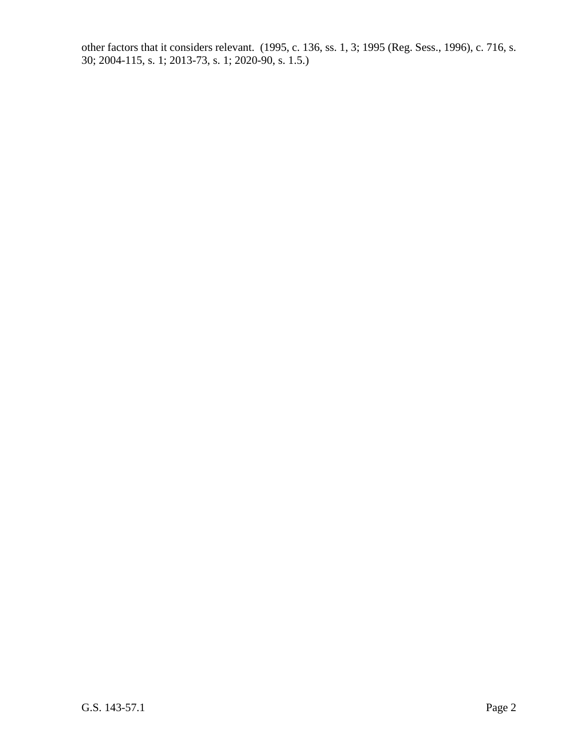other factors that it considers relevant. (1995, c. 136, ss. 1, 3; 1995 (Reg. Sess., 1996), c. 716, s. 30; 2004-115, s. 1; 2013-73, s. 1; 2020-90, s. 1.5.)